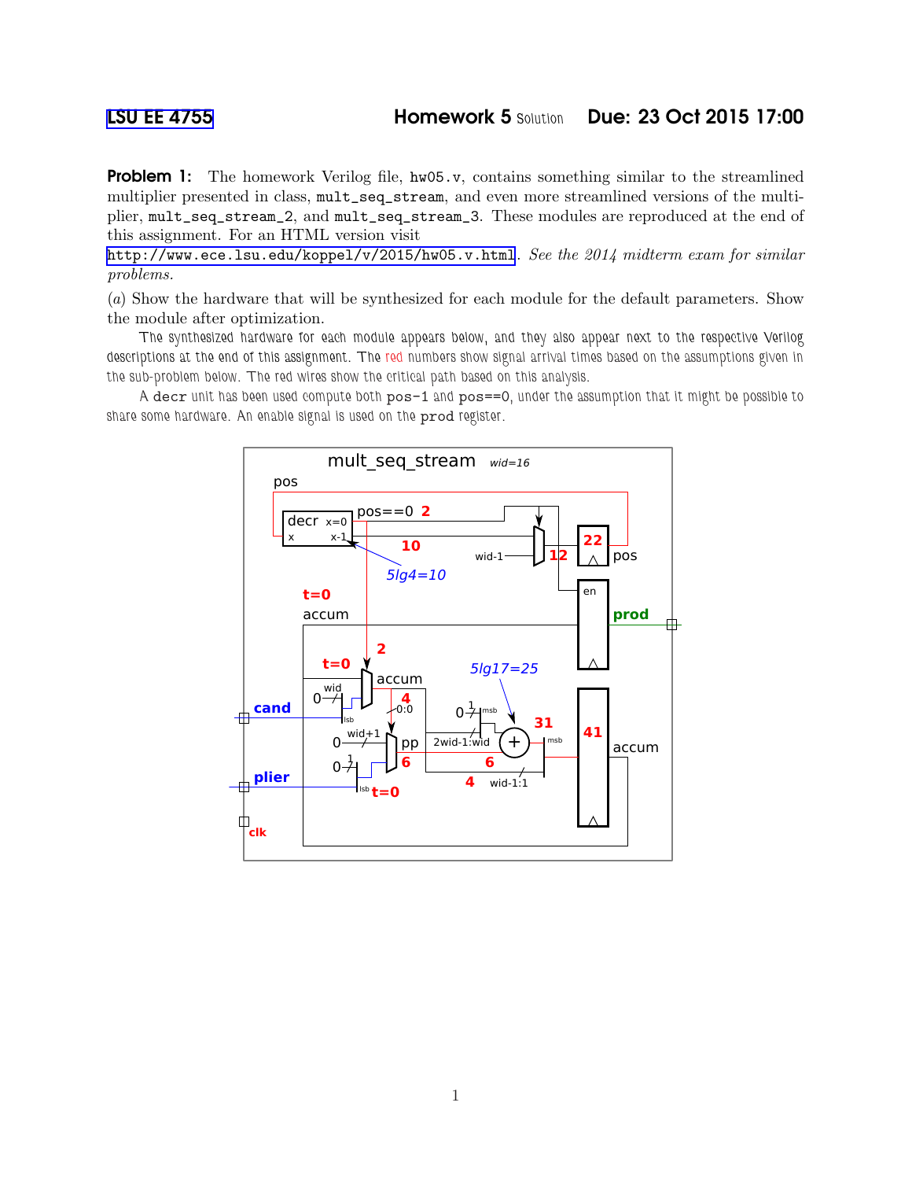LSU EE 4755 **Homework 5** Solution **Due: 23 Oct 2015 17:00**

**Problem 1:** The homework Verilog file, `hw05.v`, contains something similar to the streamlined multiplier presented in class, `mult_seq_stream`, and even more streamlined versions of the multiplier, `mult_seq_stream_2`, and `mult_seq_stream_3`. These modules are reproduced at the end of this assignment. For an HTML version visit http://www.ece.lsu.edu/koppel/v/2015/hw05.v.html. *See the 2014 midterm exam for similar problems.*

(*a*) Show the hardware that will be synthesized for each module for the default parameters. Show the module after optimization.

The synthesized hardware for each module appears below, and they also appear next to the respective Verilog descriptions at the end of this assignment. The red numbers show signal arrival times based on the assumptions given in the sub-problem below. The red wires show the critical path based on this analysis.

A `decr` unit has been used compute both `pos-1` and `pos==0`, under the assumption that it might be possible to share some hardware. An enable signal is used on the `prod` register.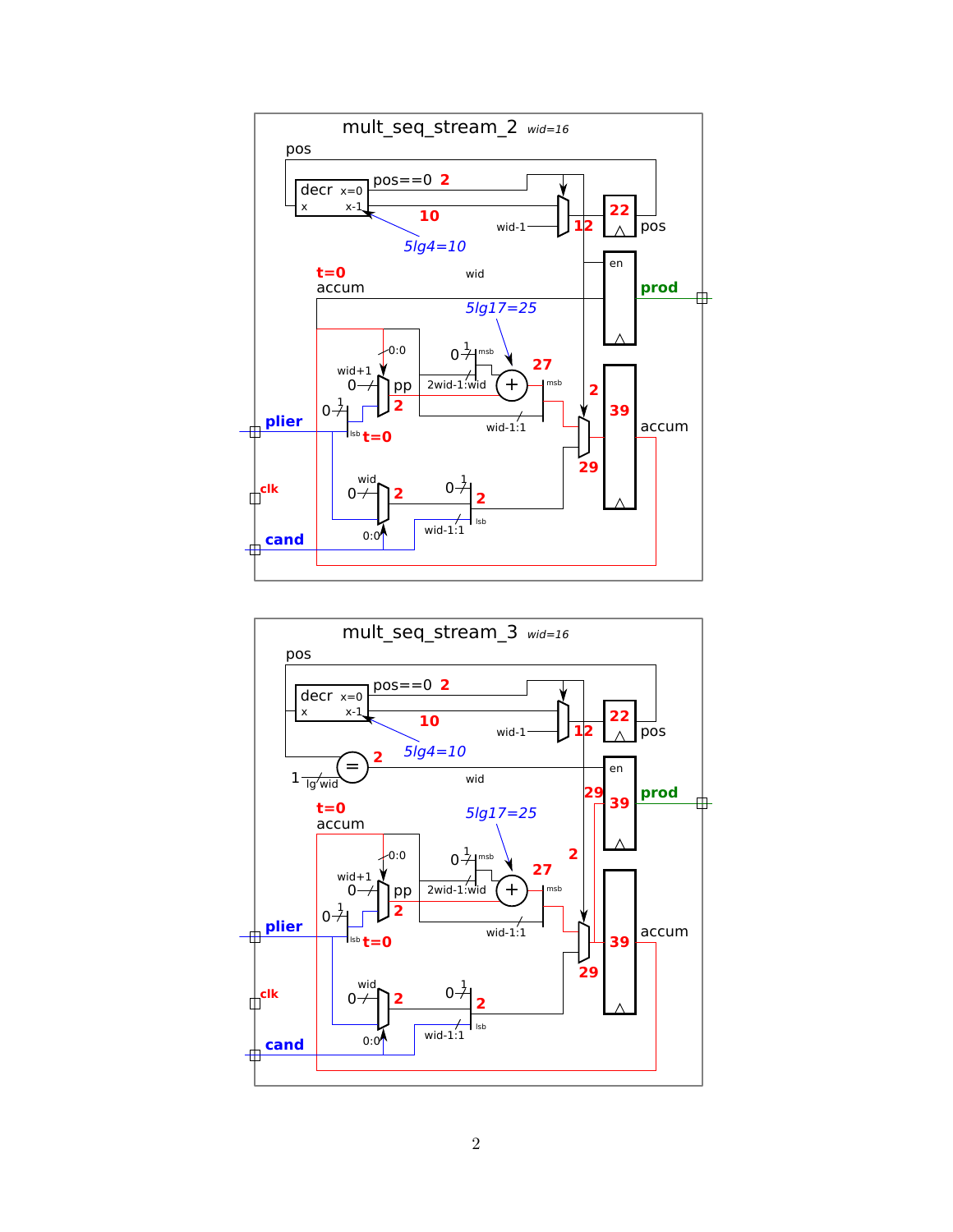mult_seq_stream_2 *wid=16*

mult_seq_stream_3 *wid=16*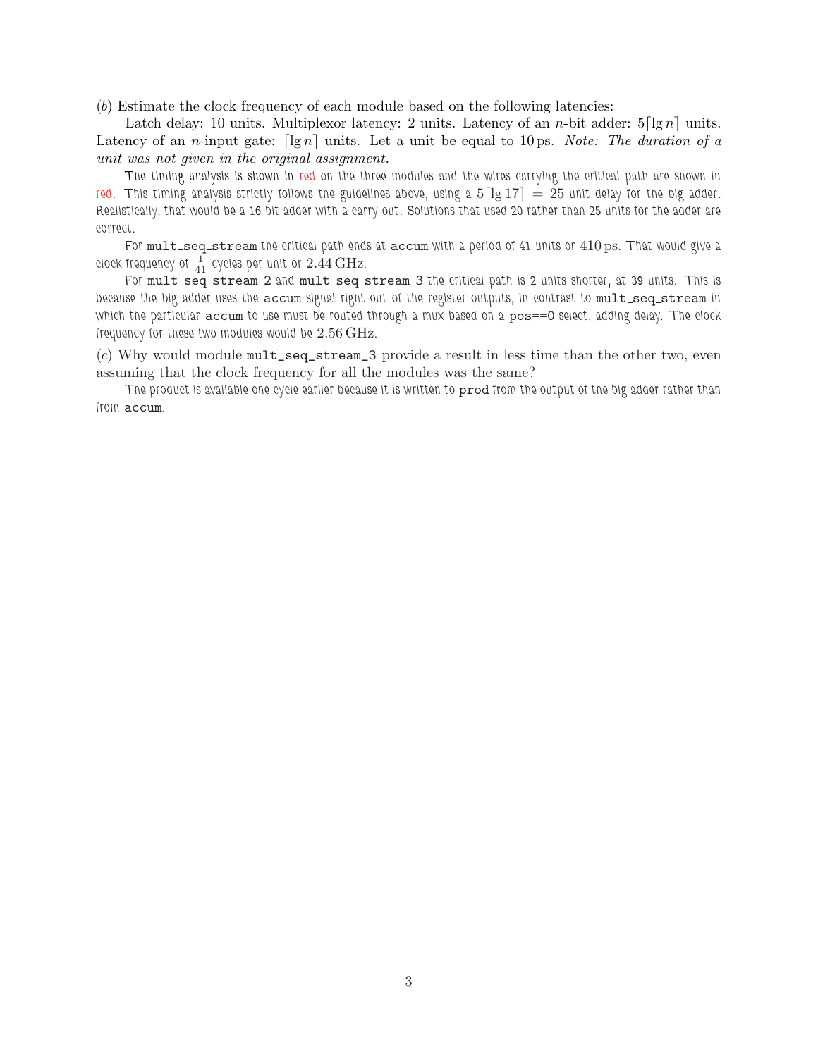(*b*) Estimate the clock frequency of each module based on the following latencies:

Latch delay: 10 units. Multiplexor latency: 2 units. Latency of an $n$-bit adder: $5\lceil \lg n \rceil$ units. Latency of an $n$-input gate: $\lceil \lg n \rceil$ units. Let a unit be equal to 10 ps. *Note: The duration of a unit was not given in the original assignment.*

The timing analysis is shown in red on the three modules and the wires carrying the critical path are shown in red. This timing analysis strictly follows the guidelines above, using a $5\lceil \lg 17 \rceil = 25$ unit delay for the big adder. Realistically, that would be a 16-bit adder with a carry out. Solutions that used 20 rather than 25 units for the adder are correct.

For `mult_seq_stream` the critical path ends at `accum` with a period of 41 units or 410 ps. That would give a clock frequency of $\frac{1}{41}$ cycles per unit or 2.44 GHz.

For `mult_seq_stream_2` and `mult_seq_stream_3` the critical path is 2 units shorter, at 39 units. This is because the big adder uses the `accum` signal right out of the register outputs, in contrast to `mult_seq_stream` in which the particular `accum` to use must be routed through a mux based on a `pos==0` select, adding delay. The clock frequency for these two modules would be 2.56 GHz.

(*c*) Why would module `mult_seq_stream_3` provide a result in less time than the other two, even assuming that the clock frequency for all the modules was the same?

The product is available one cycle earlier because it is written to `prod` from the output of the big adder rather than from `accum`.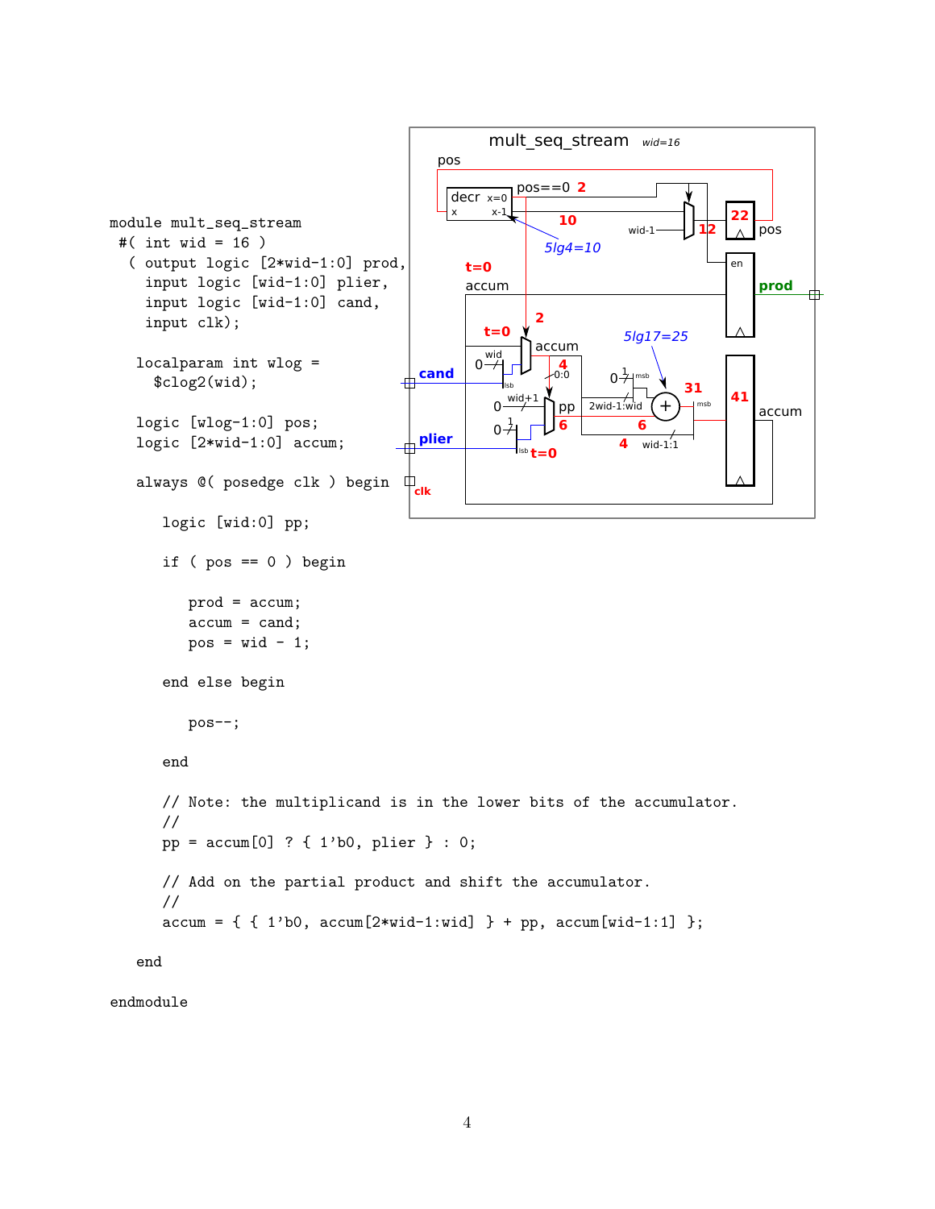```
module mult_seq_stream
 #( int wid = 16 )
  ( output logic [2*wid-1:0] prod,
    input logic [wid-1:0] plier,
    input logic [wid-1:0] cand,
    input clk);

   localparam int wlog =
     $clog2(wid);

   logic [wlog-1:0] pos;
   logic [2*wid-1:0] accum;

   always @( posedge clk ) begin

      logic [wid:0] pp;

      if ( pos == 0 ) begin

         prod = accum;
         accum = cand;
         pos = wid - 1;

      end else begin

         pos--;

      end

      // Note: the multiplicand is in the lower bits of the accumulator.
      //
      pp = accum[0] ? { 1'b0, plier } : 0;

      // Add on the partial product and shift the accumulator.
      //
      accum = { { 1'b0, accum[2*wid-1:wid] } + pp, accum[wid-1:1] };

   end

endmodule
```

mult_seq_stream *wid=16*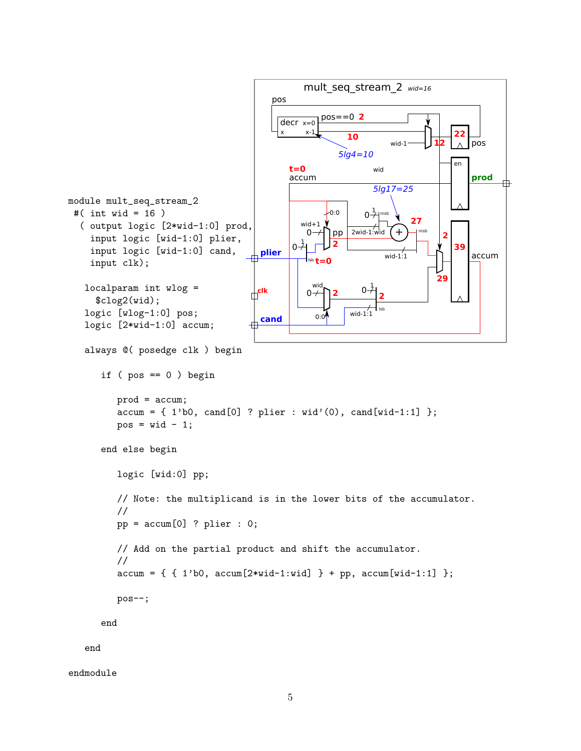```
module mult_seq_stream_2
 #( int wid = 16 )
  ( output logic [2*wid-1:0] prod,
    input logic [wid-1:0] plier,
    input logic [wid-1:0] cand,
    input clk);

   localparam int wlog =
     $clog2(wid);
   logic [wlog-1:0] pos;
   logic [2*wid-1:0] accum;

   always @( posedge clk ) begin

      if ( pos == 0 ) begin

         prod = accum;
         accum = { 1'b0, cand[0] ? plier : wid'(0), cand[wid-1:1] };
         pos = wid - 1;

      end else begin

         logic [wid:0] pp;

         // Note: the multiplicand is in the lower bits of the accumulator.
         //
         pp = accum[0] ? plier : 0;

         // Add on the partial product and shift the accumulator.
         //
         accum = { { 1'b0, accum[2*wid-1:wid] } + pp, accum[wid-1:1] };

         pos--;

      end

   end

endmodule
```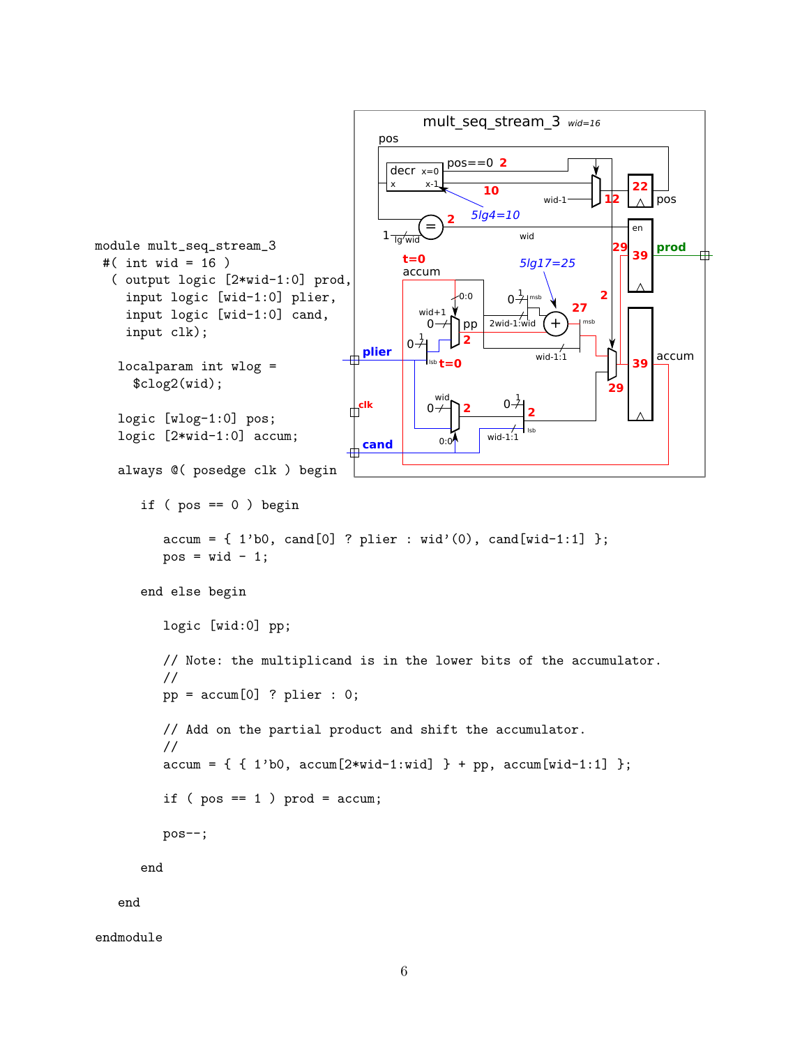```
module mult_seq_stream_3
 #( int wid = 16 )
  ( output logic [2*wid-1:0] prod,
    input logic [wid-1:0] plier,
    input logic [wid-1:0] cand,
    input clk);

   localparam int wlog =
     $clog2(wid);

   logic [wlog-1:0] pos;
   logic [2*wid-1:0] accum;

   always @( posedge clk ) begin

      if ( pos == 0 ) begin

         accum = { 1'b0, cand[0] ? plier : wid'(0), cand[wid-1:1] };
         pos = wid - 1;

      end else begin

         logic [wid:0] pp;

         // Note: the multiplicand is in the lower bits of the accumulator.
         //
         pp = accum[0] ? plier : 0;

         // Add on the partial product and shift the accumulator.
         //
         accum = { { 1'b0, accum[2*wid-1:wid] } + pp, accum[wid-1:1] };

         if ( pos == 1 ) prod = accum;

         pos--;

      end

   end

endmodule
```